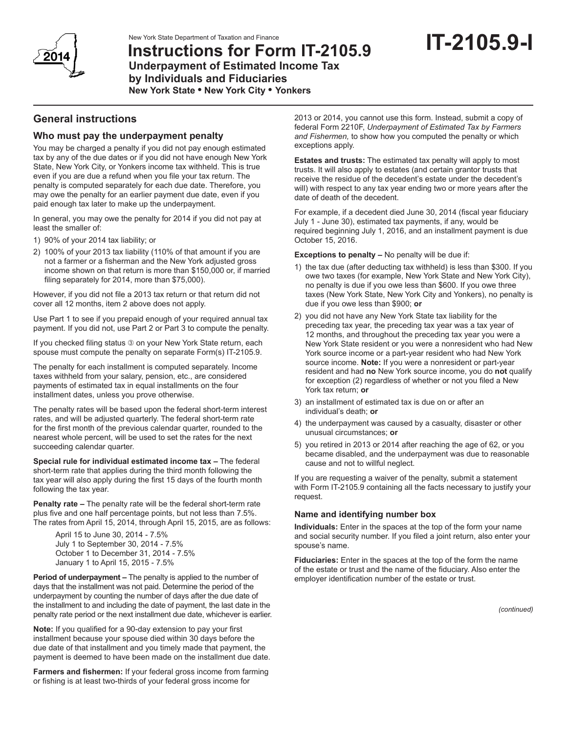New York State Department of Taxation and Finance

# Instructions for Form IT-2105.9

**Underpayment of Estimated Income Tax by Individuals and Fiduciaries**

**New York State • New York City • Yonkers**

**IT-2105.9-I**

## General instructions

### Who must pay the underpayment penalty

You may be charged a penalty if you did not pay enough estimated tax by any of the due dates or if you did not have enough New York State, New York City, or Yonkers income tax withheld. This is true even if you are due a refund when you file your tax return. The penalty is computed separately for each due date. Therefore, you may owe the penalty for an earlier payment due date, even if you paid enough tax later to make up the underpayment.

In general, you may owe the penalty for 2014 if you did not pay at least the smaller of:

1) 90% of your 2014 tax liability; or
2) 100% of your 2013 tax liability (110% of that amount if you are not a farmer or a fisherman and the New York adjusted gross income shown on that return is more than $150,000 or, if married filing separately for 2014, more than $75,000).

However, if you did not file a 2013 tax return or that return did not cover all 12 months, item 2 above does not apply.

Use Part 1 to see if you prepaid enough of your required annual tax payment. If you did not, use Part 2 or Part 3 to compute the penalty.

If you checked filing status ③ on your New York State return, each spouse must compute the penalty on separate Form(s) IT-2105.9.

The penalty for each installment is computed separately. Income taxes withheld from your salary, pension, etc., are considered payments of estimated tax in equal installments on the four installment dates, unless you prove otherwise.

The penalty rates will be based upon the federal short-term interest rates, and will be adjusted quarterly. The federal short-term rate for the first month of the previous calendar quarter, rounded to the nearest whole percent, will be used to set the rates for the next succeeding calendar quarter.

**Special rule for individual estimated income tax –** The federal short-term rate that applies during the third month following the tax year will also apply during the first 15 days of the fourth month following the tax year.

**Penalty rate –** The penalty rate will be the federal short-term rate plus five and one half percentage points, but not less than 7.5%. The rates from April 15, 2014, through April 15, 2015, are as follows:

April 15 to June 30, 2014 - 7.5%
July 1 to September 30, 2014 - 7.5%
October 1 to December 31, 2014 - 7.5%
January 1 to April 15, 2015 - 7.5%

**Period of underpayment –** The penalty is applied to the number of days that the installment was not paid. Determine the period of the underpayment by counting the number of days after the due date of the installment to and including the date of payment, the last date in the penalty rate period or the next installment due date, whichever is earlier.

**Note:** If you qualified for a 90-day extension to pay your first installment because your spouse died within 30 days before the due date of that installment and you timely made that payment, the payment is deemed to have been made on the installment due date.

**Farmers and fishermen:** If your federal gross income from farming or fishing is at least two-thirds of your federal gross income for 2013 or 2014, you cannot use this form. Instead, submit a copy of federal Form 2210F, *Underpayment of Estimated Tax by Farmers and Fishermen,* to show how you computed the penalty or which exceptions apply.

**Estates and trusts:** The estimated tax penalty will apply to most trusts. It will also apply to estates (and certain grantor trusts that receive the residue of the decedent's estate under the decedent's will) with respect to any tax year ending two or more years after the date of death of the decedent.

For example, if a decedent died June 30, 2014 (fiscal year fiduciary July 1 - June 30), estimated tax payments, if any, would be required beginning July 1, 2016, and an installment payment is due October 15, 2016.

**Exceptions to penalty –** No penalty will be due if:

1) the tax due (after deducting tax withheld) is less than $300. If you owe two taxes (for example, New York State and New York City), no penalty is due if you owe less than $600. If you owe three taxes (New York State, New York City and Yonkers), no penalty is due if you owe less than $900; **or**
2) you did not have any New York State tax liability for the preceding tax year, the preceding tax year was a tax year of 12 months, and throughout the preceding tax year you were a New York State resident or you were a nonresident who had New York source income or a part-year resident who had New York source income. **Note:** If you were a nonresident or part-year resident and had **no** New York source income, you do **not** qualify for exception (2) regardless of whether or not you filed a New York tax return; **or**
3) an installment of estimated tax is due on or after an individual's death; **or**
4) the underpayment was caused by a casualty, disaster or other unusual circumstances; **or**
5) you retired in 2013 or 2014 after reaching the age of 62, or you became disabled, and the underpayment was due to reasonable cause and not to willful neglect.

If you are requesting a waiver of the penalty, submit a statement with Form IT-2105.9 containing all the facts necessary to justify your request.

### Name and identifying number box

**Individuals:** Enter in the spaces at the top of the form your name and social security number. If you filed a joint return, also enter your spouse's name.

**Fiduciaries:** Enter in the spaces at the top of the form the name of the estate or trust and the name of the fiduciary. Also enter the employer identification number of the estate or trust.

*(continued)*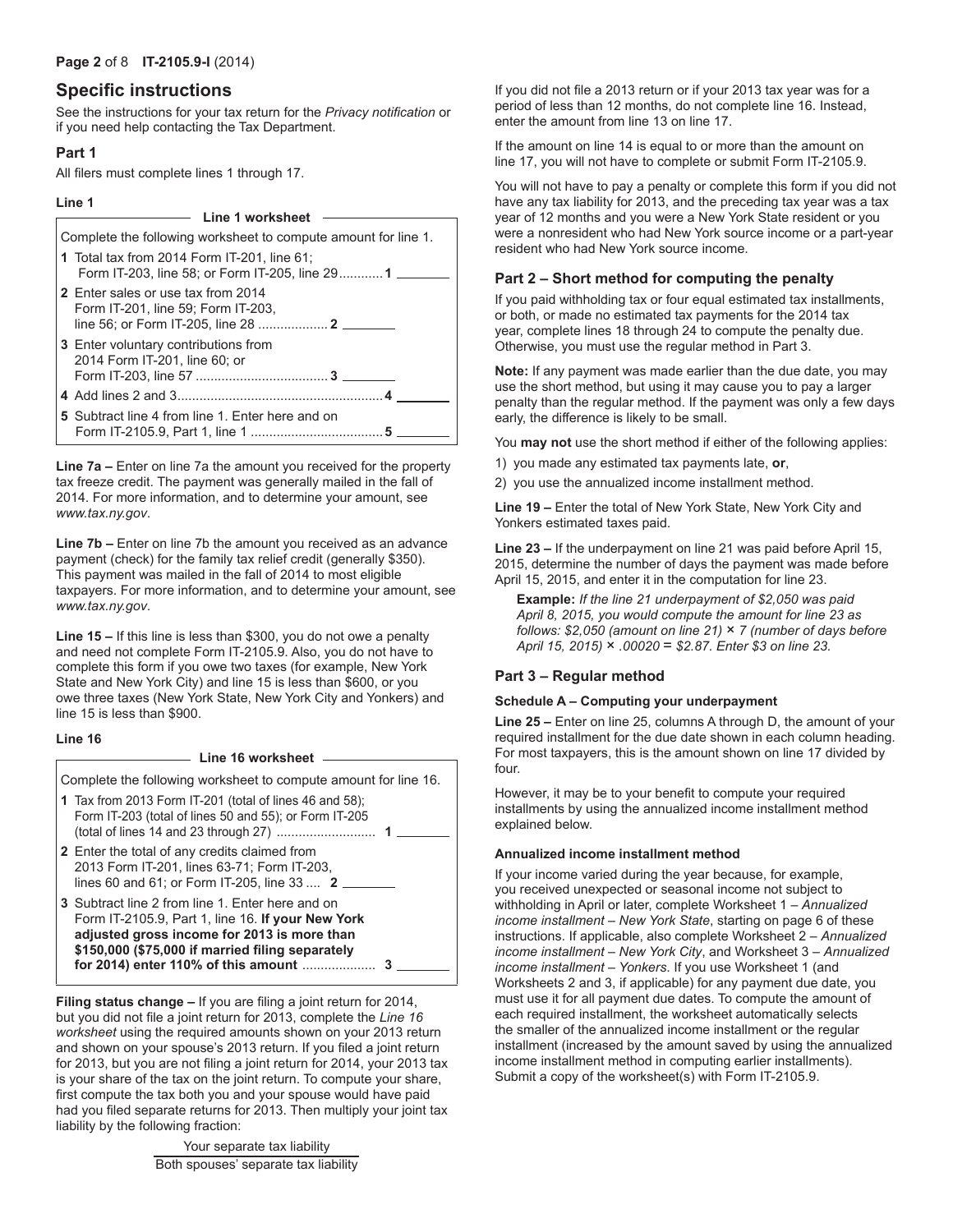## Specific instructions

See the instructions for your tax return for the *Privacy notification* or if you need help contacting the Tax Department.

### Part 1

All filers must complete lines 1 through 17.

#### Line 1

**Line 1 worksheet**

Complete the following worksheet to compute amount for line 1.

| | | |
|---|---|---|
| **1** | Total tax from 2014 Form IT-201, line 61; Form IT-203, line 58; or Form IT-205, line 29 | **1** |
| **2** | Enter sales or use tax from 2014 Form IT-201, line 59; Form IT-203, line 56; or Form IT-205, line 28 | **2** |
| **3** | Enter voluntary contributions from 2014 Form IT-201, line 60; or Form IT-203, line 57 | **3** |
| **4** | Add lines 2 and 3 | **4** |
| **5** | Subtract line 4 from line 1. Enter here and on Form IT-2105.9, Part 1, line 1 | **5** |

**Line 7a –** Enter on line 7a the amount you received for the property tax freeze credit. The payment was generally mailed in the fall of 2014. For more information, and to determine your amount, see *www.tax.ny.gov*.

**Line 7b –** Enter on line 7b the amount you received as an advance payment (check) for the family tax relief credit (generally $350). This payment was mailed in the fall of 2014 to most eligible taxpayers. For more information, and to determine your amount, see *www.tax.ny.gov*.

**Line 15 –** If this line is less than $300, you do not owe a penalty and need not complete Form IT-2105.9. Also, you do not have to complete this form if you owe two taxes (for example, New York State and New York City) and line 15 is less than $600, or you owe three taxes (New York State, New York City and Yonkers) and line 15 is less than $900.

#### Line 16

**Line 16 worksheet**

Complete the following worksheet to compute amount for line 16.

| | | |
|---|---|---|
| **1** | Tax from 2013 Form IT-201 (total of lines 46 and 58); Form IT-203 (total of lines 50 and 55); or Form IT-205 (total of lines 14 and 23 through 27) | **1** |
| **2** | Enter the total of any credits claimed from 2013 Form IT-201, lines 63-71; Form IT-203, lines 60 and 61; or Form IT-205, line 33 | **2** |
| **3** | Subtract line 2 from line 1. Enter here and on Form IT-2105.9, Part 1, line 16. **If your New York adjusted gross income for 2013 is more than $150,000 ($75,000 if married filing separately for 2014) enter 110% of this amount** | **3** |

**Filing status change –** If you are filing a joint return for 2014, but you did not file a joint return for 2013, complete the *Line 16 worksheet* using the required amounts shown on your 2013 return and shown on your spouse's 2013 return. If you filed a joint return for 2013, but you are not filing a joint return for 2014, your 2013 tax is your share of the tax on the joint return. To compute your share, first compute the tax both you and your spouse would have paid had you filed separate returns for 2013. Then multiply your joint tax liability by the following fraction:

$$\frac{\text{Your separate tax liability}}{\text{Both spouses' separate tax liability}}$$

If you did not file a 2013 return or if your 2013 tax year was for a period of less than 12 months, do not complete line 16. Instead, enter the amount from line 13 on line 17.

If the amount on line 14 is equal to or more than the amount on line 17, you will not have to complete or submit Form IT-2105.9.

You will not have to pay a penalty or complete this form if you did not have any tax liability for 2013, and the preceding tax year was a tax year of 12 months and you were a New York State resident or you were a nonresident who had New York source income or a part-year resident who had New York source income.

### Part 2 – Short method for computing the penalty

If you paid withholding tax or four equal estimated tax installments, or both, or made no estimated tax payments for the 2014 tax year, complete lines 18 through 24 to compute the penalty due. Otherwise, you must use the regular method in Part 3.

**Note:** If any payment was made earlier than the due date, you may use the short method, but using it may cause you to pay a larger penalty than the regular method. If the payment was only a few days early, the difference is likely to be small.

You **may not** use the short method if either of the following applies:

1) you made any estimated tax payments late, **or**,
2) you use the annualized income installment method.

**Line 19 –** Enter the total of New York State, New York City and Yonkers estimated taxes paid.

**Line 23 –** If the underpayment on line 21 was paid before April 15, 2015, determine the number of days the payment was made before April 15, 2015, and enter it in the computation for line 23.

> **Example:** *If the line 21 underpayment of $2,050 was paid April 8, 2015, you would compute the amount for line 23 as follows: $2,050 (amount on line 21) × 7 (number of days before April 15, 2015) × .00020 = $2.87. Enter $3 on line 23.*

### Part 3 – Regular method

#### Schedule A – Computing your underpayment

**Line 25 –** Enter on line 25, columns A through D, the amount of your required installment for the due date shown in each column heading. For most taxpayers, this is the amount shown on line 17 divided by four.

However, it may be to your benefit to compute your required installments by using the annualized income installment method explained below.

#### Annualized income installment method

If your income varied during the year because, for example, you received unexpected or seasonal income not subject to withholding in April or later, complete Worksheet 1 – *Annualized income installment – New York State*, starting on page 6 of these instructions. If applicable, also complete Worksheet 2 – *Annualized income installment – New York City*, and Worksheet 3 – *Annualized income installment – Yonkers*. If you use Worksheet 1 (and Worksheets 2 and 3, if applicable) for any payment due date, you must use it for all payment due dates. To compute the amount of each required installment, the worksheet automatically selects the smaller of the annualized income installment or the regular installment (increased by the amount saved by using the annualized income installment method in computing earlier installments). Submit a copy of the worksheet(s) with Form IT-2105.9.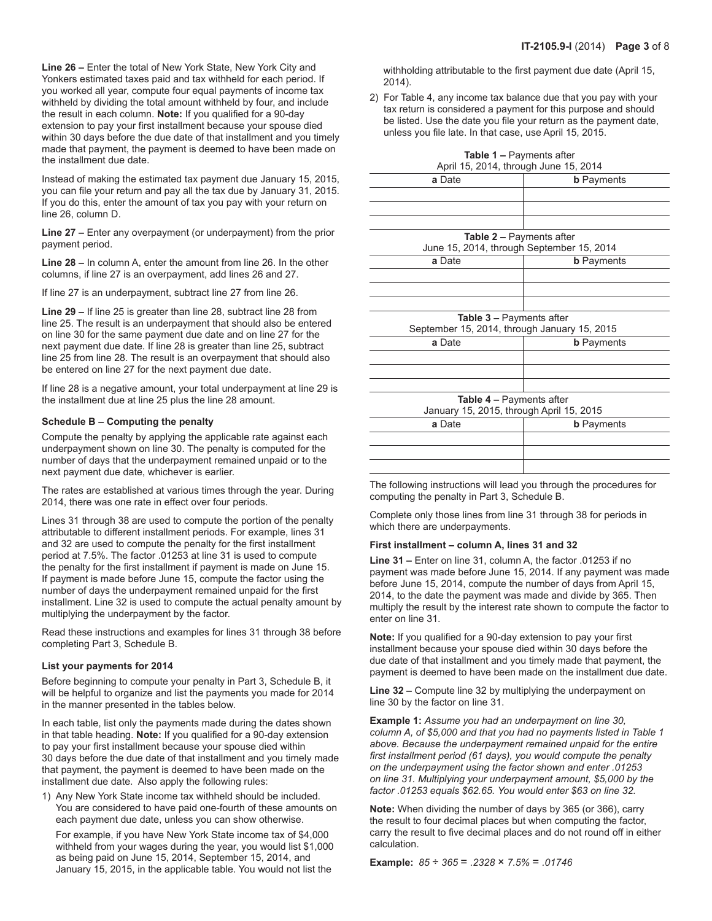**Line 26 –** Enter the total of New York State, New York City and Yonkers estimated taxes paid and tax withheld for each period. If you worked all year, compute four equal payments of income tax withheld by dividing the total amount withheld by four, and include the result in each column. **Note:** If you qualified for a 90-day extension to pay your first installment because your spouse died within 30 days before the due date of that installment and you timely made that payment, the payment is deemed to have been made on the installment due date.

Instead of making the estimated tax payment due January 15, 2015, you can file your return and pay all the tax due by January 31, 2015. If you do this, enter the amount of tax you pay with your return on line 26, column D.

**Line 27 –** Enter any overpayment (or underpayment) from the prior payment period.

**Line 28 –** In column A, enter the amount from line 26. In the other columns, if line 27 is an overpayment, add lines 26 and 27.

If line 27 is an underpayment, subtract line 27 from line 26.

**Line 29 –** If line 25 is greater than line 28, subtract line 28 from line 25. The result is an underpayment that should also be entered on line 30 for the same payment due date and on line 27 for the next payment due date. If line 28 is greater than line 25, subtract line 25 from line 28. The result is an overpayment that should also be entered on line 27 for the next payment due date.

If line 28 is a negative amount, your total underpayment at line 29 is the installment due at line 25 plus the line 28 amount.

### Schedule B – Computing the penalty

Compute the penalty by applying the applicable rate against each underpayment shown on line 30. The penalty is computed for the number of days that the underpayment remained unpaid or to the next payment due date, whichever is earlier.

The rates are established at various times through the year. During 2014, there was one rate in effect over four periods.

Lines 31 through 38 are used to compute the portion of the penalty attributable to different installment periods. For example, lines 31 and 32 are used to compute the penalty for the first installment period at 7.5%. The factor .01253 at line 31 is used to compute the penalty for the first installment if payment is made on June 15. If payment is made before June 15, compute the factor using the number of days the underpayment remained unpaid for the first installment. Line 32 is used to compute the actual penalty amount by multiplying the underpayment by the factor.

Read these instructions and examples for lines 31 through 38 before completing Part 3, Schedule B.

### List your payments for 2014

Before beginning to compute your penalty in Part 3, Schedule B, it will be helpful to organize and list the payments you made for 2014 in the manner presented in the tables below.

In each table, list only the payments made during the dates shown in that table heading. **Note:** If you qualified for a 90-day extension to pay your first installment because your spouse died within 30 days before the due date of that installment and you timely made that payment, the payment is deemed to have been made on the installment due date. Also apply the following rules:

1) Any New York State income tax withheld should be included. You are considered to have paid one-fourth of these amounts on each payment due date, unless you can show otherwise.

   For example, if you have New York State income tax of $4,000 withheld from your wages during the year, you would list $1,000 as being paid on June 15, 2014, September 15, 2014, and January 15, 2015, in the applicable table. You would not list the withholding attributable to the first payment due date (April 15, 2014).

2) For Table 4, any income tax balance due that you pay with your tax return is considered a payment for this purpose and should be listed. Use the date you file your return as the payment date, unless you file late. In that case, use April 15, 2015.

**Table 1 –** Payments after April 15, 2014, through June 15, 2014

| **a** Date | **b** Payments |
|---|---|
| | |
| | |
| | |

**Table 2 –** Payments after June 15, 2014, through September 15, 2014

| **a** Date | **b** Payments |
|---|---|
| | |
| | |
| | |

**Table 3 –** Payments after September 15, 2014, through January 15, 2015

| **a** Date | **b** Payments |
|---|---|
| | |
| | |
| | |

**Table 4 –** Payments after January 15, 2015, through April 15, 2015

| **a** Date | **b** Payments |
|---|---|
| | |
| | |
| | |

The following instructions will lead you through the procedures for computing the penalty in Part 3, Schedule B.

Complete only those lines from line 31 through 38 for periods in which there are underpayments.

### First installment – column A, lines 31 and 32

**Line 31 –** Enter on line 31, column A, the factor .01253 if no payment was made before June 15, 2014. If any payment was made before June 15, 2014, compute the number of days from April 15, 2014, to the date the payment was made and divide by 365. Then multiply the result by the interest rate shown to compute the factor to enter on line 31.

**Note:** If you qualified for a 90-day extension to pay your first installment because your spouse died within 30 days before the due date of that installment and you timely made that payment, the payment is deemed to have been made on the installment due date.

**Line 32 –** Compute line 32 by multiplying the underpayment on line 30 by the factor on line 31.

**Example 1:** *Assume you had an underpayment on line 30, column A, of $5,000 and that you had no payments listed in Table 1 above. Because the underpayment remained unpaid for the entire first installment period (61 days), you would compute the penalty on the underpayment using the factor shown and enter .01253 on line 31. Multiplying your underpayment amount, $5,000 by the factor .01253 equals $62.65. You would enter $63 on line 32.*

**Note:** When dividing the number of days by 365 (or 366), carry the result to four decimal places but when computing the factor, carry the result to five decimal places and do not round off in either calculation.

**Example:** *85 ÷ 365 = .2328 × 7.5% = .01746*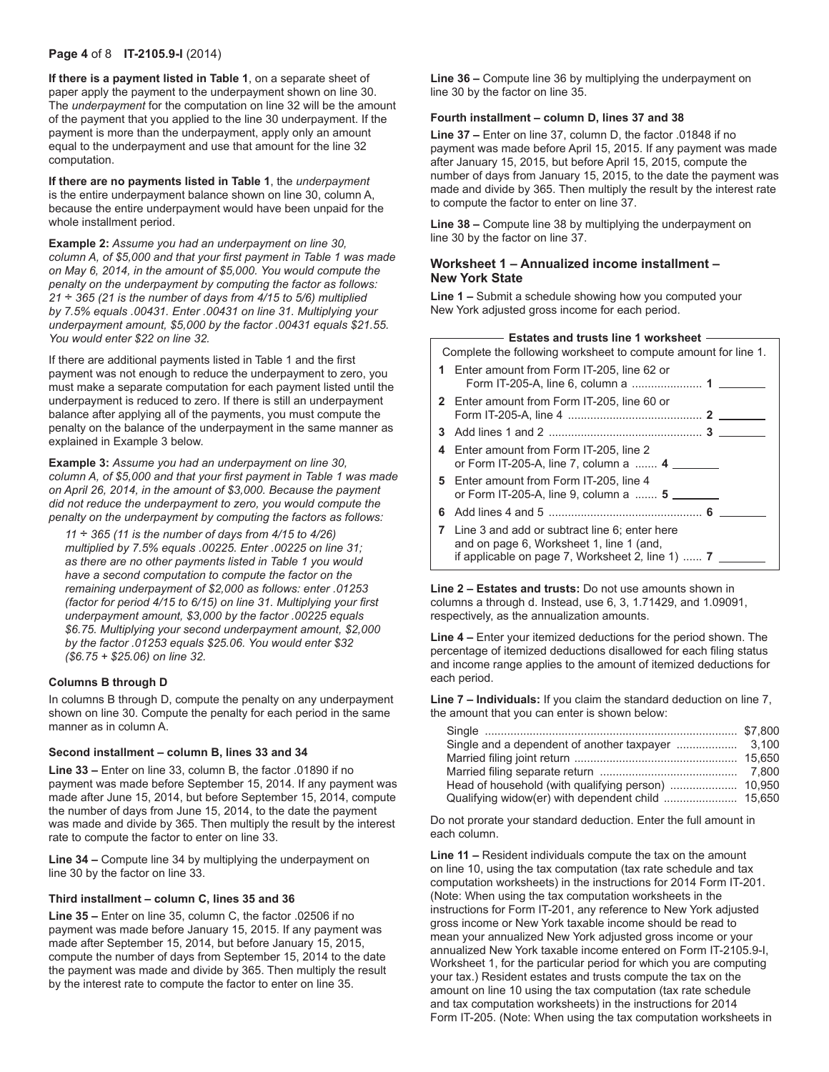**If there is a payment listed in Table 1**, on a separate sheet of paper apply the payment to the underpayment shown on line 30. The *underpayment* for the computation on line 32 will be the amount of the payment that you applied to the line 30 underpayment. If the payment is more than the underpayment, apply only an amount equal to the underpayment and use that amount for the line 32 computation.

**If there are no payments listed in Table 1**, the *underpayment* is the entire underpayment balance shown on line 30, column A, because the entire underpayment would have been unpaid for the whole installment period.

**Example 2:** *Assume you had an underpayment on line 30, column A, of $5,000 and that your first payment in Table 1 was made on May 6, 2014, in the amount of $5,000. You would compute the penalty on the underpayment by computing the factor as follows: 21 ÷ 365 (21 is the number of days from 4/15 to 5/6) multiplied by 7.5% equals .00431. Enter .00431 on line 31. Multiplying your underpayment amount, $5,000 by the factor .00431 equals $21.55. You would enter $22 on line 32.*

If there are additional payments listed in Table 1 and the first payment was not enough to reduce the underpayment to zero, you must make a separate computation for each payment listed until the underpayment is reduced to zero. If there is still an underpayment balance after applying all of the payments, you must compute the penalty on the balance of the underpayment in the same manner as explained in Example 3 below.

**Example 3:** *Assume you had an underpayment on line 30, column A, of $5,000 and that your first payment in Table 1 was made on April 26, 2014, in the amount of $3,000. Because the payment did not reduce the underpayment to zero, you would compute the penalty on the underpayment by computing the factors as follows:*

> *11 ÷ 365 (11 is the number of days from 4/15 to 4/26) multiplied by 7.5% equals .00225. Enter .00225 on line 31; as there are no other payments listed in Table 1 you would have a second computation to compute the factor on the remaining underpayment of $2,000 as follows: enter .01253 (factor for period 4/15 to 6/15) on line 31. Multiplying your first underpayment amount, $3,000 by the factor .00225 equals $6.75. Multiplying your second underpayment amount, $2,000 by the factor .01253 equals $25.06. You would enter $32 ($6.75 + $25.06) on line 32.*

**Columns B through D**

In columns B through D, compute the penalty on any underpayment shown on line 30. Compute the penalty for each period in the same manner as in column A.

**Second installment – column B, lines 33 and 34**

**Line 33 –** Enter on line 33, column B, the factor .01890 if no payment was made before September 15, 2014. If any payment was made after June 15, 2014, but before September 15, 2014, compute the number of days from June 15, 2014, to the date the payment was made and divide by 365. Then multiply the result by the interest rate to compute the factor to enter on line 33.

**Line 34 –** Compute line 34 by multiplying the underpayment on line 30 by the factor on line 33.

**Third installment – column C, lines 35 and 36**

**Line 35 –** Enter on line 35, column C, the factor .02506 if no payment was made before January 15, 2015. If any payment was made after September 15, 2014, but before January 15, 2015, compute the number of days from September 15, 2014 to the date the payment was made and divide by 365. Then multiply the result by the interest rate to compute the factor to enter on line 35.

**Line 36 –** Compute line 36 by multiplying the underpayment on line 30 by the factor on line 35.

**Fourth installment – column D, lines 37 and 38**

**Line 37 –** Enter on line 37, column D, the factor .01848 if no payment was made before April 15, 2015. If any payment was made after January 15, 2015, but before April 15, 2015, compute the number of days from January 15, 2015, to the date the payment was made and divide by 365. Then multiply the result by the interest rate to compute the factor to enter on line 37.

**Line 38 –** Compute line 38 by multiplying the underpayment on line 30 by the factor on line 37.

## Worksheet 1 – Annualized income installment – New York State

**Line 1 –** Submit a schedule showing how you computed your New York adjusted gross income for each period.

**Estates and trusts line 1 worksheet**

Complete the following worksheet to compute amount for line 1.

| | | | |
|---|---|---|---|
| 1 | Enter amount from Form IT-205, line 62 or Form IT-205-A, line 6, column a | 1 | |
| 2 | Enter amount from Form IT-205, line 60 or Form IT-205-A, line 4 | 2 | |
| 3 | Add lines 1 and 2 | 3 | |
| 4 | Enter amount from Form IT-205, line 2 or Form IT-205-A, line 7, column a | 4 | |
| 5 | Enter amount from Form IT-205, line 4 or Form IT-205-A, line 9, column a | 5 | |
| 6 | Add lines 4 and 5 | 6 | |
| 7 | Line 3 and add or subtract line 6; enter here and on page 6, Worksheet 1, line 1 (and, if applicable on page 7, Worksheet 2, line 1) | 7 | |

**Line 2 – Estates and trusts:** Do not use amounts shown in columns a through d. Instead, use 6, 3, 1.71429, and 1.09091, respectively, as the annualization amounts.

**Line 4 –** Enter your itemized deductions for the period shown. The percentage of itemized deductions disallowed for each filing status and income range applies to the amount of itemized deductions for each period.

**Line 7 – Individuals:** If you claim the standard deduction on line 7, the amount that you can enter is shown below:

| | |
|---|---|
| Single | $7,800 |
| Single and a dependent of another taxpayer | 3,100 |
| Married filing joint return | 15,650 |
| Married filing separate return | 7,800 |
| Head of household (with qualifying person) | 10,950 |
| Qualifying widow(er) with dependent child | 15,650 |

Do not prorate your standard deduction. Enter the full amount in each column.

**Line 11 –** Resident individuals compute the tax on the amount on line 10, using the tax computation (tax rate schedule and tax computation worksheets) in the instructions for 2014 Form IT-201. (Note: When using the tax computation worksheets in the instructions for Form IT-201, any reference to New York adjusted gross income or New York taxable income should be read to mean your annualized New York adjusted gross income or your annualized New York taxable income entered on Form IT-2105.9-I, Worksheet 1, for the particular period for which you are computing your tax.) Resident estates and trusts compute the tax on the amount on line 10 using the tax computation (tax rate schedule and tax computation worksheets) in the instructions for 2014 Form IT-205. (Note: When using the tax computation worksheets in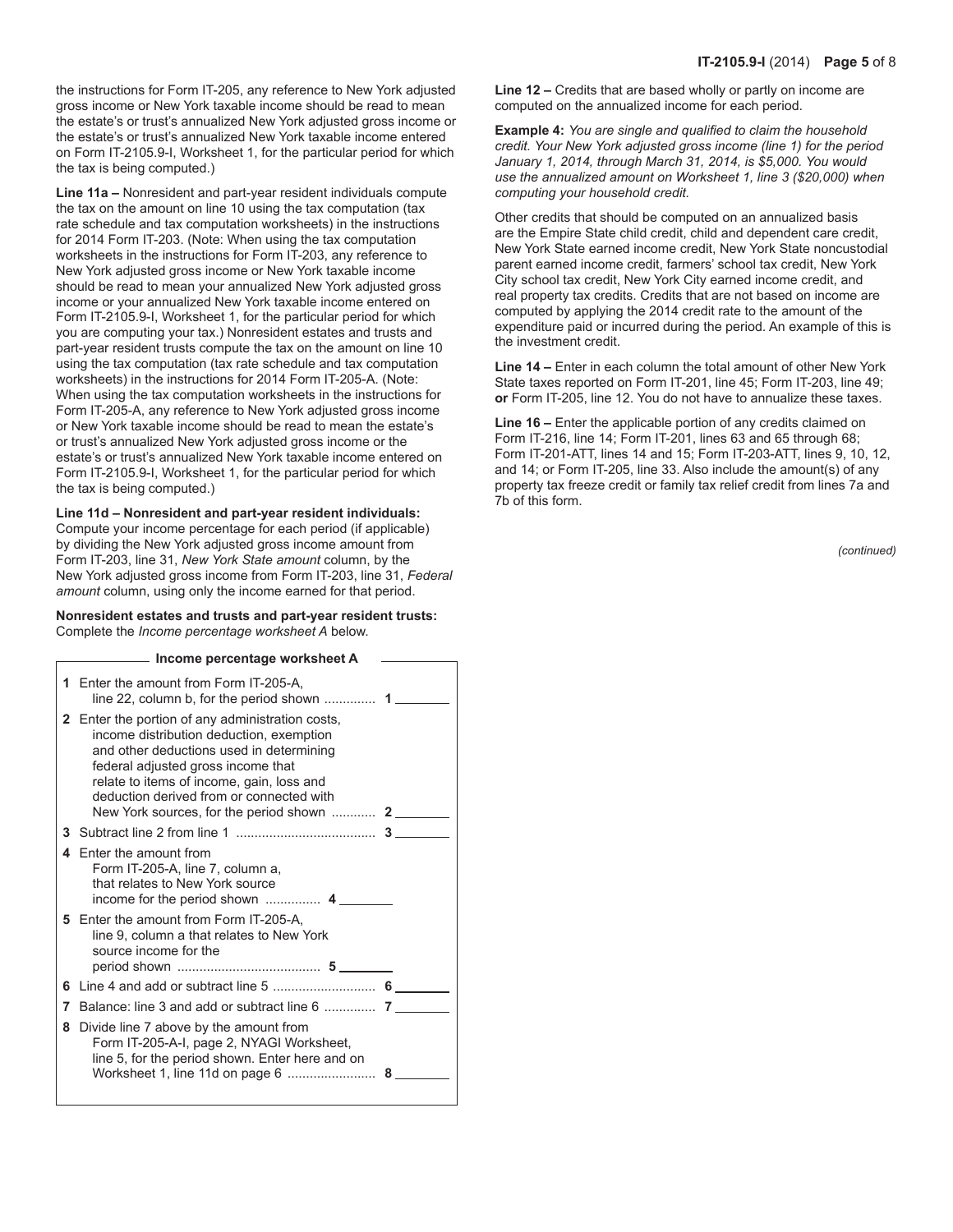the instructions for Form IT-205, any reference to New York adjusted gross income or New York taxable income should be read to mean the estate's or trust's annualized New York adjusted gross income or the estate's or trust's annualized New York taxable income entered on Form IT-2105.9-I, Worksheet 1, for the particular period for which the tax is being computed.)

**Line 11a –** Nonresident and part-year resident individuals compute the tax on the amount on line 10 using the tax computation (tax rate schedule and tax computation worksheets) in the instructions for 2014 Form IT-203. (Note: When using the tax computation worksheets in the instructions for Form IT-203, any reference to New York adjusted gross income or New York taxable income should be read to mean your annualized New York adjusted gross income or your annualized New York taxable income entered on Form IT-2105.9-I, Worksheet 1, for the particular period for which you are computing your tax.) Nonresident estates and trusts and part-year resident trusts compute the tax on the amount on line 10 using the tax computation (tax rate schedule and tax computation worksheets) in the instructions for 2014 Form IT-205-A. (Note: When using the tax computation worksheets in the instructions for Form IT-205-A, any reference to New York adjusted gross income or New York taxable income should be read to mean the estate's or trust's annualized New York adjusted gross income or the estate's or trust's annualized New York taxable income entered on Form IT-2105.9-I, Worksheet 1, for the particular period for which the tax is being computed.)

**Line 11d – Nonresident and part-year resident individuals:** Compute your income percentage for each period (if applicable) by dividing the New York adjusted gross income amount from Form IT-203, line 31, *New York State amount* column, by the New York adjusted gross income from Form IT-203, line 31, *Federal amount* column, using only the income earned for that period.

**Nonresident estates and trusts and part-year resident trusts:** Complete the *Income percentage worksheet A* below.

**Income percentage worksheet A**

| | | | |
|---|---|---|---|
| **1** | Enter the amount from Form IT-205-A, line 22, column b, for the period shown .............. | | **1** ________ |
| **2** | Enter the portion of any administration costs, income distribution deduction, exemption and other deductions used in determining federal adjusted gross income that relate to items of income, gain, loss and deduction derived from or connected with New York sources, for the period shown ............ | | **2** ________ |
| **3** | Subtract line 2 from line 1 ...................................... | | **3** ________ |
| **4** | Enter the amount from Form IT-205-A, line 7, column a, that relates to New York source income for the period shown ............... | **4** ________ | |
| **5** | Enter the amount from Form IT-205-A, line 9, column a that relates to New York source income for the period shown ....................................... | **5** ________ | |
| **6** | Line 4 and add or subtract line 5 ............................ | | **6** ________ |
| **7** | Balance: line 3 and add or subtract line 6 .............. | | **7** ________ |
| **8** | Divide line 7 above by the amount from Form IT-205-A-I, page 2, NYAGI Worksheet, line 5, for the period shown. Enter here and on Worksheet 1, line 11d on page 6 ........................ | | **8** ________ |

**Line 12 –** Credits that are based wholly or partly on income are computed on the annualized income for each period.

**Example 4:** *You are single and qualified to claim the household credit. Your New York adjusted gross income (line 1) for the period January 1, 2014, through March 31, 2014, is $5,000. You would use the annualized amount on Worksheet 1, line 3 ($20,000) when computing your household credit.*

Other credits that should be computed on an annualized basis are the Empire State child credit, child and dependent care credit, New York State earned income credit, New York State noncustodial parent earned income credit, farmers' school tax credit, New York City school tax credit, New York City earned income credit, and real property tax credits. Credits that are not based on income are computed by applying the 2014 credit rate to the amount of the expenditure paid or incurred during the period. An example of this is the investment credit.

**Line 14 –** Enter in each column the total amount of other New York State taxes reported on Form IT-201, line 45; Form IT-203, line 49; **or** Form IT-205, line 12. You do not have to annualize these taxes.

**Line 16 –** Enter the applicable portion of any credits claimed on Form IT-216, line 14; Form IT-201, lines 63 and 65 through 68; Form IT-201-ATT, lines 14 and 15; Form IT-203-ATT, lines 9, 10, 12, and 14; or Form IT-205, line 33. Also include the amount(s) of any property tax freeze credit or family tax relief credit from lines 7a and 7b of this form.

*(continued)*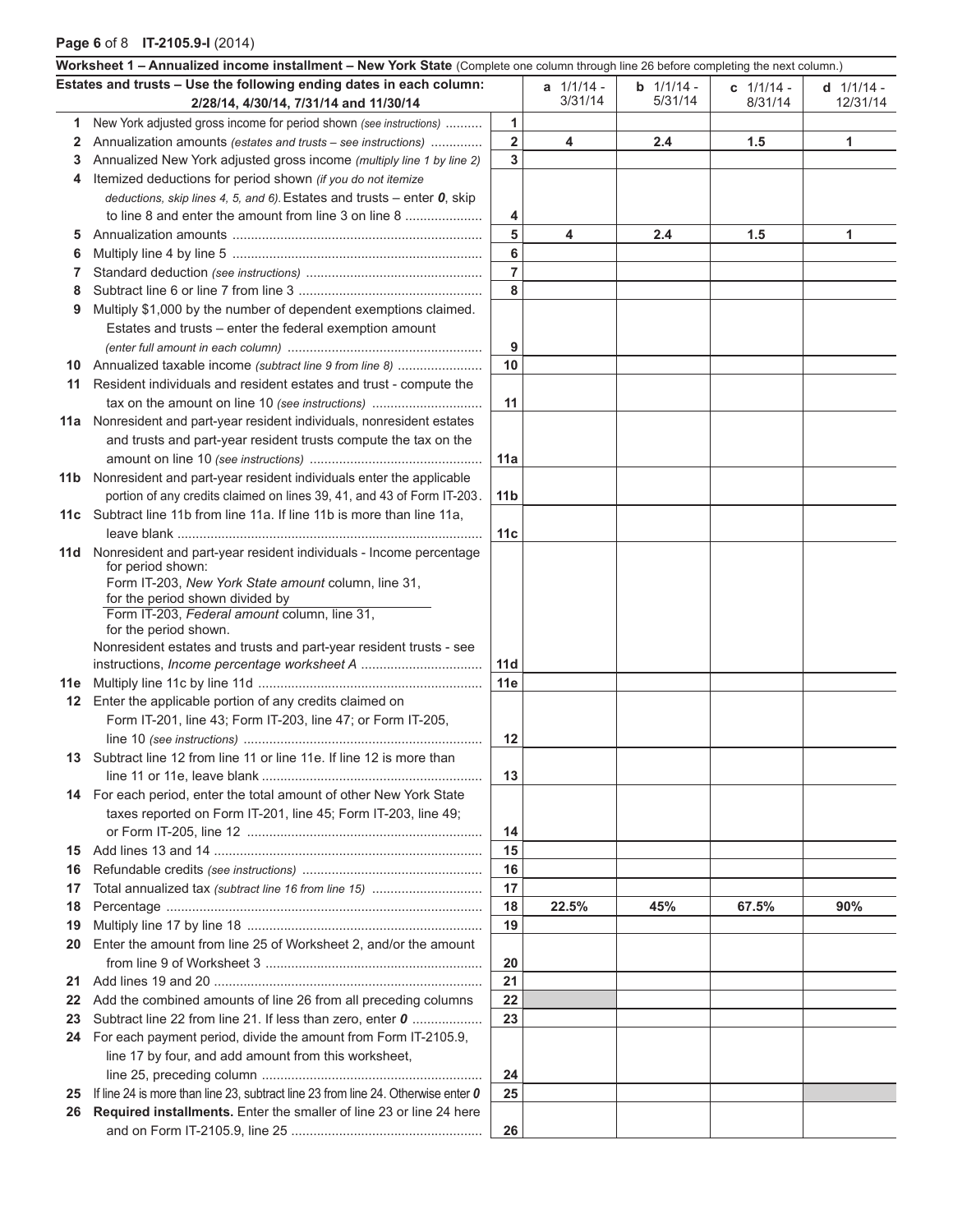**Worksheet 1 – Annualized income installment – New York State** (Complete one column through line 26 before completing the next column.)

| | Estates and trusts – Use the following ending dates in each column: 2/28/14, 4/30/14, 7/31/14 and 11/30/14 | | **a** 1/1/14 - 3/31/14 | **b** 1/1/14 - 5/31/14 | **c** 1/1/14 - 8/31/14 | **d** 1/1/14 - 12/31/14 |
|---|---|---|---|---|---|---|
| **1** | New York adjusted gross income for period shown *(see instructions)* .......... | **1** | | | | |
| **2** | Annualization amounts *(estates and trusts – see instructions)* .............. | **2** | **4** | **2.4** | **1.5** | **1** |
| **3** | Annualized New York adjusted gross income *(multiply line 1 by line 2)* | **3** | | | | |
| **4** | Itemized deductions for period shown *(if you do not itemize deductions, skip lines 4, 5, and 6).* Estates and trusts – enter ***0***, skip to line 8 and enter the amount from line 3 on line 8 ..................... | **4** | | | | |
| **5** | Annualization amounts ..................................................................... | **5** | **4** | **2.4** | **1.5** | **1** |
| **6** | Multiply line 4 by line 5 .................................................................... | **6** | | | | |
| **7** | Standard deduction *(see instructions)* ................................................ | **7** | | | | |
| **8** | Subtract line 6 or line 7 from line 3 .................................................. | **8** | | | | |
| **9** | Multiply $1,000 by the number of dependent exemptions claimed. Estates and trusts – enter the federal exemption amount *(enter full amount in each column)* .................................................... | **9** | | | | |
| **10** | Annualized taxable income *(subtract line 9 from line 8)* ....................... | **10** | | | | |
| **11** | Resident individuals and resident estates and trust - compute the tax on the amount on line 10 *(see instructions)* ............................ | **11** | | | | |
| **11a** | Nonresident and part-year resident individuals, nonresident estates and trusts and part-year resident trusts compute the tax on the amount on line 10 *(see instructions)* .............................................. | **11a** | | | | |
| **11b** | Nonresident and part-year resident individuals enter the applicable portion of any credits claimed on lines 39, 41, and 43 of Form IT-203. | **11b** | | | | |
| **11c** | Subtract line 11b from line 11a. If line 11b is more than line 11a, leave blank ................................................................................. | **11c** | | | | |
| **11d** | Nonresident and part-year resident individuals - Income percentage for period shown: Form IT-203, *New York State amount* column, line 31, for the period shown divided by Form IT-203, *Federal amount* column, line 31, for the period shown. Nonresident estates and trusts and part-year resident trusts - see instructions, *Income percentage worksheet A* ................................ | **11d** | | | | |
| **11e** | Multiply line 11c by line 11d ............................................................. | **11e** | | | | |
| **12** | Enter the applicable portion of any credits claimed on Form IT-201, line 43; Form IT-203, line 47; or Form IT-205, line 10 *(see instructions)* ................................................................ | **12** | | | | |
| **13** | Subtract line 12 from line 11 or line 11e. If line 12 is more than line 11 or 11e, leave blank ............................................................ | **13** | | | | |
| **14** | For each period, enter the total amount of other New York State taxes reported on Form IT-201, line 45; Form IT-203, line 49; or Form IT-205, line 12 ............................................................... | **14** | | | | |
| **15** | Add lines 13 and 14 ........................................................................ | **15** | | | | |
| **16** | Refundable credits *(see instructions)* ................................................ | **16** | | | | |
| **17** | Total annualized tax *(subtract line 16 from line 15)* ............................ | **17** | | | | |
| **18** | Percentage ..................................................................................... | **18** | **22.5%** | **45%** | **67.5%** | **90%** |
| **19** | Multiply line 17 by line 18 ............................................................... | **19** | | | | |
| **20** | Enter the amount from line 25 of Worksheet 2, and/or the amount from line 9 of Worksheet 3 ......................................................... | **20** | | | | |
| **21** | Add lines 19 and 20 ........................................................................ | **21** | | | | |
| **22** | Add the combined amounts of line 26 from all preceding columns | **22** | | | | |
| **23** | Subtract line 22 from line 21. If less than zero, enter ***0*** .................. | **23** | | | | |
| **24** | For each payment period, divide the amount from Form IT-2105.9, line 17 by four, and add amount from this worksheet, line 25, preceding column ........................................................... | **24** | | | | |
| **25** | If line 24 is more than line 23, subtract line 23 from line 24. Otherwise enter ***0*** | **25** | | | | |
| **26** | **Required installments.** Enter the smaller of line 23 or line 24 here and on Form IT-2105.9, line 25 ................................................... | **26** | | | | |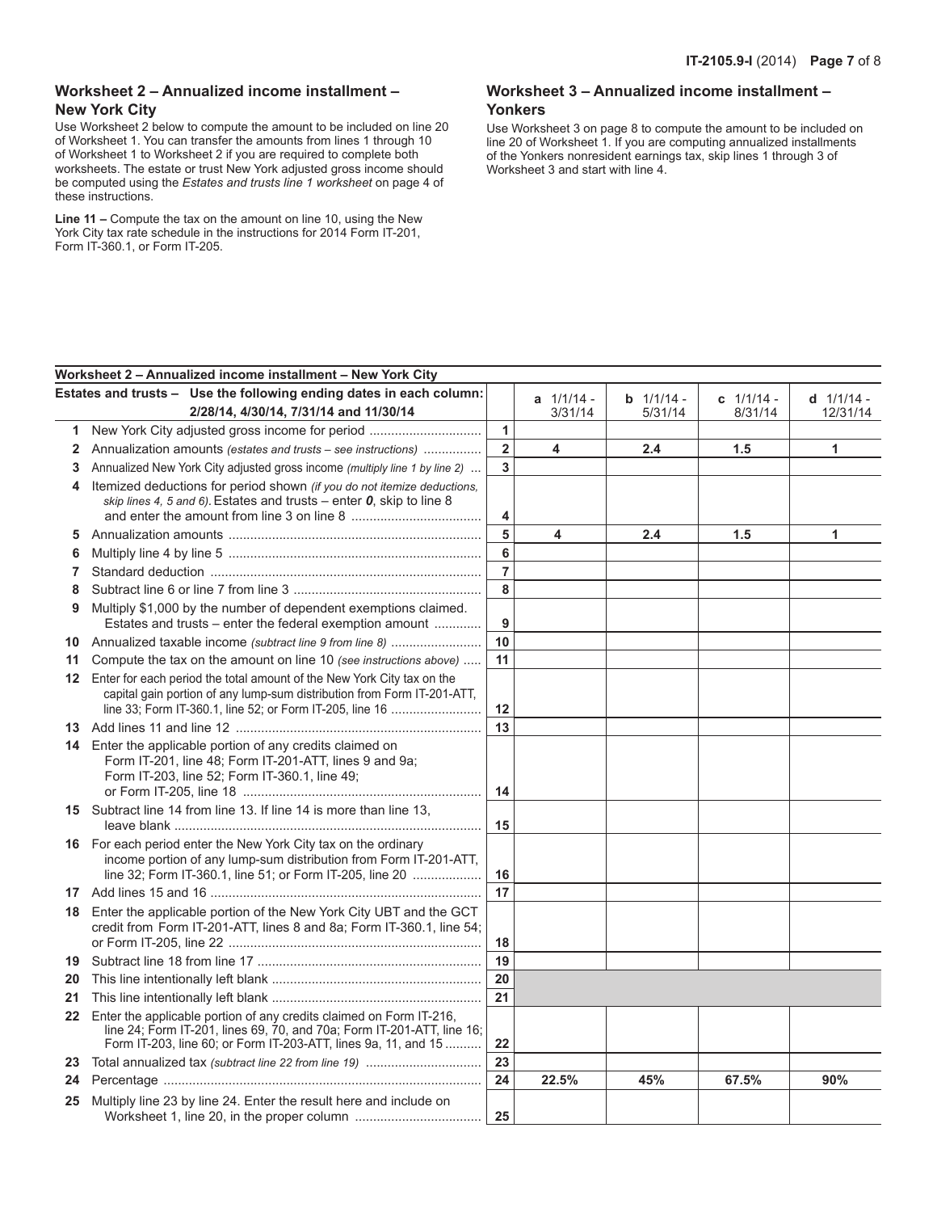## Worksheet 2 – Annualized income installment – New York City

Use Worksheet 2 below to compute the amount to be included on line 20 of Worksheet 1. You can transfer the amounts from lines 1 through 10 of Worksheet 1 to Worksheet 2 if you are required to complete both worksheets. The estate or trust New York adjusted gross income should be computed using the *Estates and trusts line 1 worksheet* on page 4 of these instructions.

**Line 11 –** Compute the tax on the amount on line 10, using the New York City tax rate schedule in the instructions for 2014 Form IT-201, Form IT-360.1, or Form IT-205.

## Worksheet 3 – Annualized income installment – Yonkers

Use Worksheet 3 on page 8 to compute the amount to be included on line 20 of Worksheet 1. If you are computing annualized installments of the Yonkers nonresident earnings tax, skip lines 1 through 3 of Worksheet 3 and start with line 4.

**Worksheet 2 – Annualized income installment – New York City**

| | **Estates and trusts – Use the following ending dates in each column: 2/28/14, 4/30/14, 7/31/14 and 11/30/14** | | **a** 1/1/14 - 3/31/14 | **b** 1/1/14 - 5/31/14 | **c** 1/1/14 - 8/31/14 | **d** 1/1/14 - 12/31/14 |
|---|---|---|---|---|---|---|
| **1** | New York City adjusted gross income for period | **1** | | | | |
| **2** | Annualization amounts *(estates and trusts – see instructions)* | **2** | **4** | **2.4** | **1.5** | **1** |
| **3** | Annualized New York City adjusted gross income *(multiply line 1 by line 2)* | **3** | | | | |
| **4** | Itemized deductions for period shown *(if you do not itemize deductions, skip lines 4, 5 and 6).* Estates and trusts – enter ***0***, skip to line 8 and enter the amount from line 3 on line 8 | **4** | | | | |
| **5** | Annualization amounts | **5** | **4** | **2.4** | **1.5** | **1** |
| **6** | Multiply line 4 by line 5 | **6** | | | | |
| **7** | Standard deduction | **7** | | | | |
| **8** | Subtract line 6 or line 7 from line 3 | **8** | | | | |
| **9** | Multiply $1,000 by the number of dependent exemptions claimed. Estates and trusts – enter the federal exemption amount | **9** | | | | |
| **10** | Annualized taxable income *(subtract line 9 from line 8)* | **10** | | | | |
| **11** | Compute the tax on the amount on line 10 *(see instructions above)* | **11** | | | | |
| **12** | Enter for each period the total amount of the New York City tax on the capital gain portion of any lump-sum distribution from Form IT-201-ATT, line 33; Form IT-360.1, line 52; or Form IT-205, line 16 | **12** | | | | |
| **13** | Add lines 11 and line 12 | **13** | | | | |
| **14** | Enter the applicable portion of any credits claimed on Form IT-201, line 48; Form IT-201-ATT, lines 9 and 9a; Form IT-203, line 52; Form IT-360.1, line 49; or Form IT-205, line 18 | **14** | | | | |
| **15** | Subtract line 14 from line 13. If line 14 is more than line 13, leave blank | **15** | | | | |
| **16** | For each period enter the New York City tax on the ordinary income portion of any lump-sum distribution from Form IT-201-ATT, line 32; Form IT-360.1, line 51; or Form IT-205, line 20 | **16** | | | | |
| **17** | Add lines 15 and 16 | **17** | | | | |
| **18** | Enter the applicable portion of the New York City UBT and the GCT credit from Form IT-201-ATT, lines 8 and 8a; Form IT-360.1, line 54; or Form IT-205, line 22 | **18** | | | | |
| **19** | Subtract line 18 from line 17 | **19** | | | | |
| **20** | This line intentionally left blank | **20** | | | | |
| **21** | This line intentionally left blank | **21** | | | | |
| **22** | Enter the applicable portion of any credits claimed on Form IT-216, line 24; Form IT-201, lines 69, 70, and 70a; Form IT-201-ATT, line 16; Form IT-203, line 60; or Form IT-203-ATT, lines 9a, 11, and 15 | **22** | | | | |
| **23** | Total annualized tax *(subtract line 22 from line 19)* | **23** | | | | |
| **24** | Percentage | **24** | **22.5%** | **45%** | **67.5%** | **90%** |
| **25** | Multiply line 23 by line 24. Enter the result here and include on Worksheet 1, line 20, in the proper column | **25** | | | | |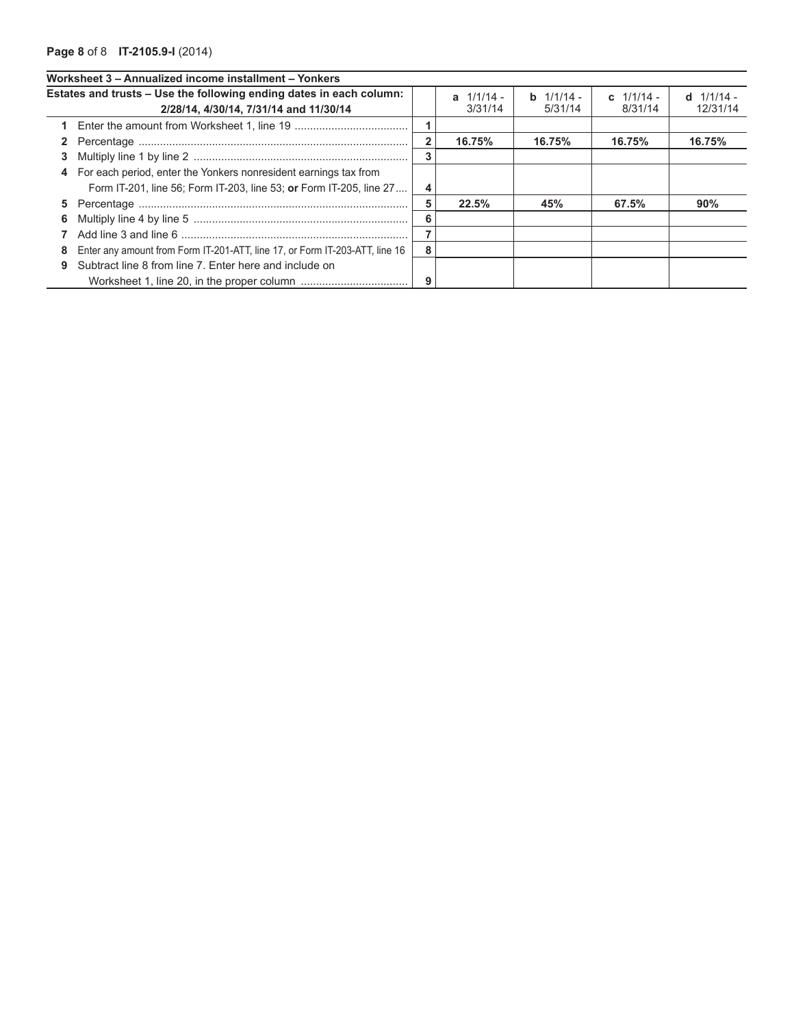### Worksheet 3 – Annualized income installment – Yonkers

| Estates and trusts – Use the following ending dates in each column: 2/28/14, 4/30/14, 7/31/14 and 11/30/14 | | a 1/1/14 - 3/31/14 | b 1/1/14 - 5/31/14 | c 1/1/14 - 8/31/14 | d 1/1/14 - 12/31/14 |
|---|---|---|---|---|---|
| 1 Enter the amount from Worksheet 1, line 19 | 1 | | | | |
| 2 Percentage | 2 | **16.75%** | **16.75%** | **16.75%** | **16.75%** |
| 3 Multiply line 1 by line 2 | 3 | | | | |
| 4 For each period, enter the Yonkers nonresident earnings tax from Form IT-201, line 56; Form IT-203, line 53; **or** Form IT-205, line 27 | 4 | | | | |
| 5 Percentage | 5 | **22.5%** | **45%** | **67.5%** | **90%** |
| 6 Multiply line 4 by line 5 | 6 | | | | |
| 7 Add line 3 and line 6 | 7 | | | | |
| 8 Enter any amount from Form IT-201-ATT, line 17, or Form IT-203-ATT, line 16 | 8 | | | | |
| 9 Subtract line 8 from line 7. Enter here and include on Worksheet 1, line 20, in the proper column | 9 | | | | |